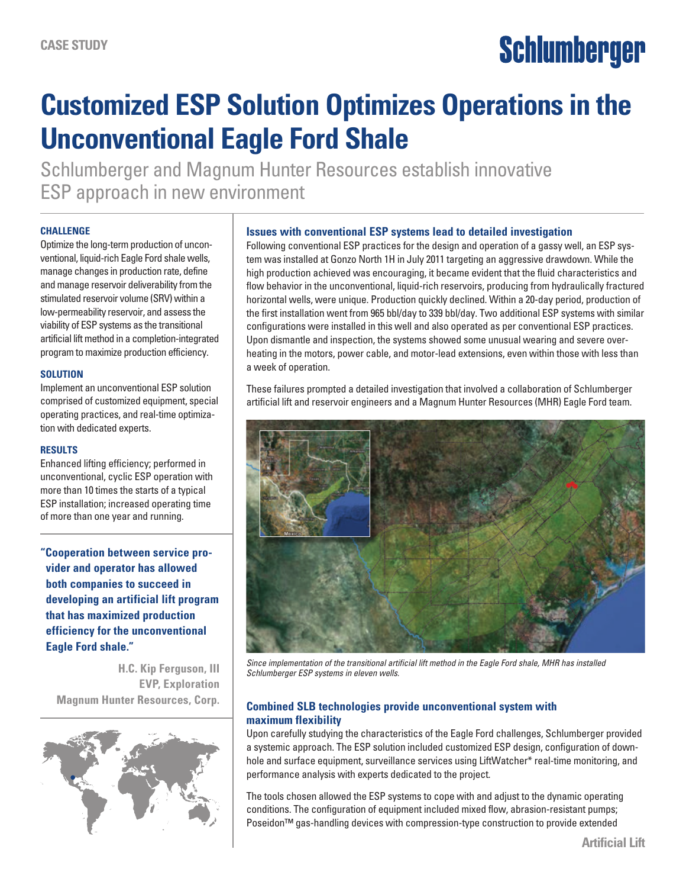CASE STUDY

# Customized ESP Solution Optimizes Operations in the Unconventional Eagle Ford Shale

Schlumberger and Magnum Hunter Resources establish innovative ESP approach in new environment

### CHALLENGE

Optimize the long-term production of unconventional, liquid-rich Eagle Ford shale wells, manage changes in production rate, define and manage reservoir deliverability from the stimulated reservoir volume (SRV) within a low-permeability reservoir, and assess the viability of ESP systems as the transitional artificial lift method in a completion-integrated program to maximize production efficiency.

### SOLUTION

Implement an unconventional ESP solution comprised of customized equipment, special operating practices, and real-time optimization with dedicated experts.

### RESULTS

Enhanced lifting efficiency; performed in unconventional, cyclic ESP operation with more than 10 times the starts of a typical ESP installation; increased operating time of more than one year and running.

**"Cooperation between service provider and operator has allowed both companies to succeed in developing an artificial lift program that has maximized production efficiency for the unconventional Eagle Ford shale."**

**H.C. Kip Ferguson, III**
**EVP, Exploration**
**Magnum Hunter Resources, Corp.**

## Issues with conventional ESP systems lead to detailed investigation

Following conventional ESP practices for the design and operation of a gassy well, an ESP system was installed at Gonzo North 1H in July 2011 targeting an aggressive drawdown. While the high production achieved was encouraging, it became evident that the fluid characteristics and flow behavior in the unconventional, liquid-rich reservoirs, producing from hydraulically fractured horizontal wells, were unique. Production quickly declined. Within a 20-day period, production of the first installation went from 965 bbl/day to 339 bbl/day. Two additional ESP systems with similar configurations were installed in this well and also operated as per conventional ESP practices. Upon dismantle and inspection, the systems showed some unusual wearing and severe overheating in the motors, power cable, and motor-lead extensions, even within those with less than a week of operation.

These failures prompted a detailed investigation that involved a collaboration of Schlumberger artificial lift and reservoir engineers and a Magnum Hunter Resources (MHR) Eagle Ford team.

*Since implementation of the transitional artificial lift method in the Eagle Ford shale, MHR has installed Schlumberger ESP systems in eleven wells.*

## Combined SLB technologies provide unconventional system with maximum flexibility

Upon carefully studying the characteristics of the Eagle Ford challenges, Schlumberger provided a systemic approach. The ESP solution included customized ESP design, configuration of downhole and surface equipment, surveillance services using LiftWatcher* real-time monitoring, and performance analysis with experts dedicated to the project.

The tools chosen allowed the ESP systems to cope with and adjust to the dynamic operating conditions. The configuration of equipment included mixed flow, abrasion-resistant pumps; Poseidon™ gas-handling devices with compression-type construction to provide extended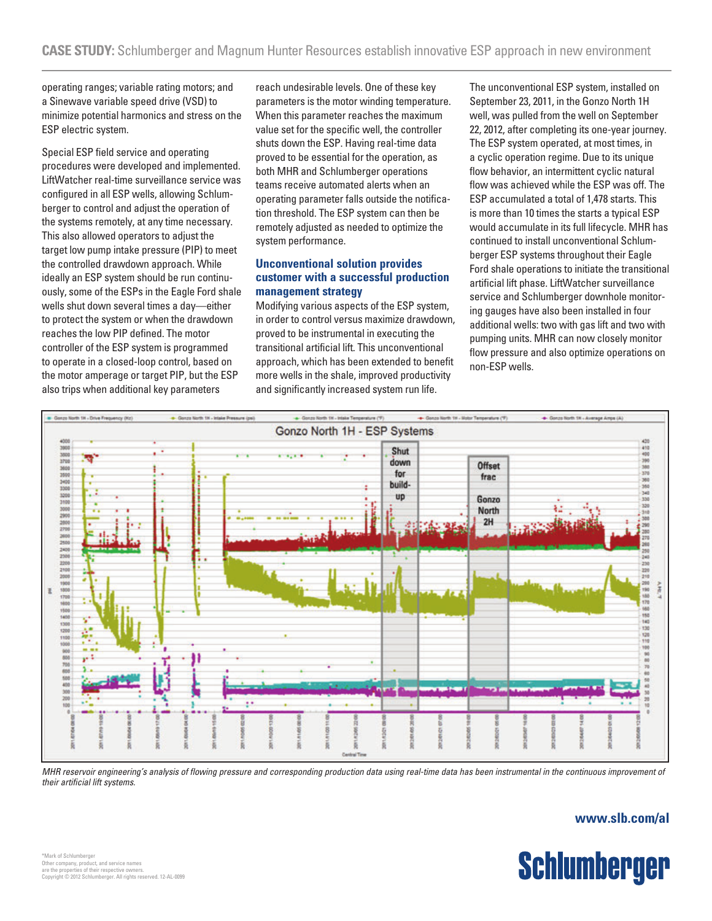operating ranges; variable rating motors; and a Sinewave variable speed drive (VSD) to minimize potential harmonics and stress on the ESP electric system.

Special ESP field service and operating procedures were developed and implemented. LiftWatcher real-time surveillance service was configured in all ESP wells, allowing Schlumberger to control and adjust the operation of the systems remotely, at any time necessary. This also allowed operators to adjust the target low pump intake pressure (PIP) to meet the controlled drawdown approach. While ideally an ESP system should be run continuously, some of the ESPs in the Eagle Ford shale wells shut down several times a day—either to protect the system or when the drawdown reaches the low PIP defined. The motor controller of the ESP system is programmed to operate in a closed-loop control, based on the motor amperage or target PIP, but the ESP also trips when additional key parameters reach undesirable levels. One of these key parameters is the motor winding temperature. When this parameter reaches the maximum value set for the specific well, the controller shuts down the ESP. Having real-time data proved to be essential for the operation, as both MHR and Schlumberger operations teams receive automated alerts when an operating parameter falls outside the notification threshold. The ESP system can then be remotely adjusted as needed to optimize the system performance.

## Unconventional solution provides customer with a successful production management strategy

Modifying various aspects of the ESP system, in order to control versus maximize drawdown, proved to be instrumental in executing the transitional artificial lift. This unconventional approach, which has been extended to benefit more wells in the shale, improved productivity and significantly increased system run life.

The unconventional ESP system, installed on September 23, 2011, in the Gonzo North 1H well, was pulled from the well on September 22, 2012, after completing its one-year journey. The ESP system operated, at most times, in a cyclic operation regime. Due to its unique flow behavior, an intermittent cyclic natural flow was achieved while the ESP was off. The ESP accumulated a total of 1,478 starts. This is more than 10 times the starts a typical ESP would accumulate in its full lifecycle. MHR has continued to install unconventional Schlumberger ESP systems throughout their Eagle Ford shale operations to initiate the transitional artificial lift phase. LiftWatcher surveillance service and Schlumberger downhole monitoring gauges have also been installed in four additional wells: two with gas lift and two with pumping units. MHR can now closely monitor flow pressure and also optimize operations on non-ESP wells.

Gonzo North 1H - ESP Systems

Gonzo North 1H - Drive Frequency (Hz)
Gonzo North 1H - Intake Pressure (psi)
Gonzo North 1H - Intake Temperature (°F)
Gonzo North 1H - Motor Temperature (°F)
Gonzo North 1H - Average Amps (A)

Shut down for build-up

Offset frac Gonzo North 2H

Central Time

*MHR reservoir engineering's analysis of flowing pressure and corresponding production data using real-time data has been instrumental in the continuous improvement of their artificial lift systems.*

**www.slb.com/al**

*Mark of Schlumberger
Other company, product, and service names are the properties of their respective owners.
Copyright © 2012 Schlumberger. All rights reserved. 12-AL-0099

Schlumberger